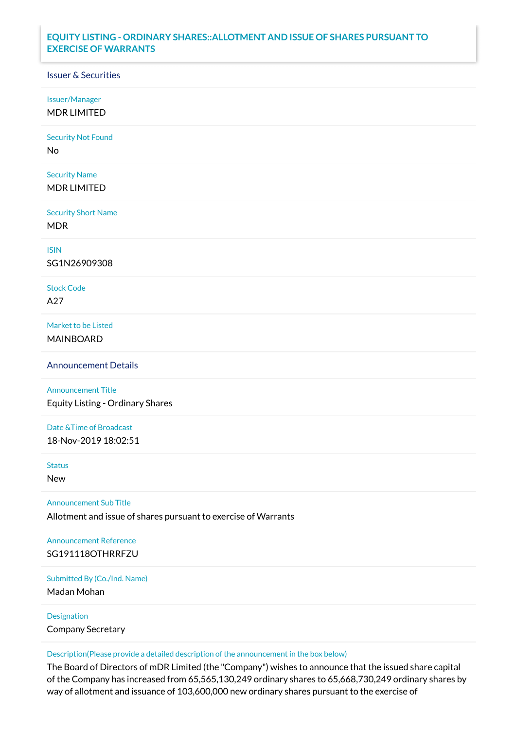# EQUITY LISTING - ORDINARY SHARES::ALLOTMENT AND ISSUE OF SHARES PURSUANT TO EXERCISE OF WARRANTS

## Issuer & Securities

**Issuer/Manager**
MDR LIMITED

**Security Not Found**
No

**Security Name**
MDR LIMITED

**Security Short Name**
MDR

**ISIN**
SG1N26909308

**Stock Code**
A27

**Market to be Listed**
MAINBOARD

## Announcement Details

**Announcement Title**
Equity Listing - Ordinary Shares

**Date &Time of Broadcast**
18-Nov-2019 18:02:51

**Status**
New

**Announcement Sub Title**
Allotment and issue of shares pursuant to exercise of Warrants

**Announcement Reference**
SG191118OTHRRFZU

**Submitted By (Co./Ind. Name)**
Madan Mohan

**Designation**
Company Secretary

**Description(Please provide a detailed description of the announcement in the box below)**
The Board of Directors of mDR Limited (the "Company") wishes to announce that the issued share capital of the Company has increased from 65,565,130,249 ordinary shares to 65,668,730,249 ordinary shares by way of allotment and issuance of 103,600,000 new ordinary shares pursuant to the exercise of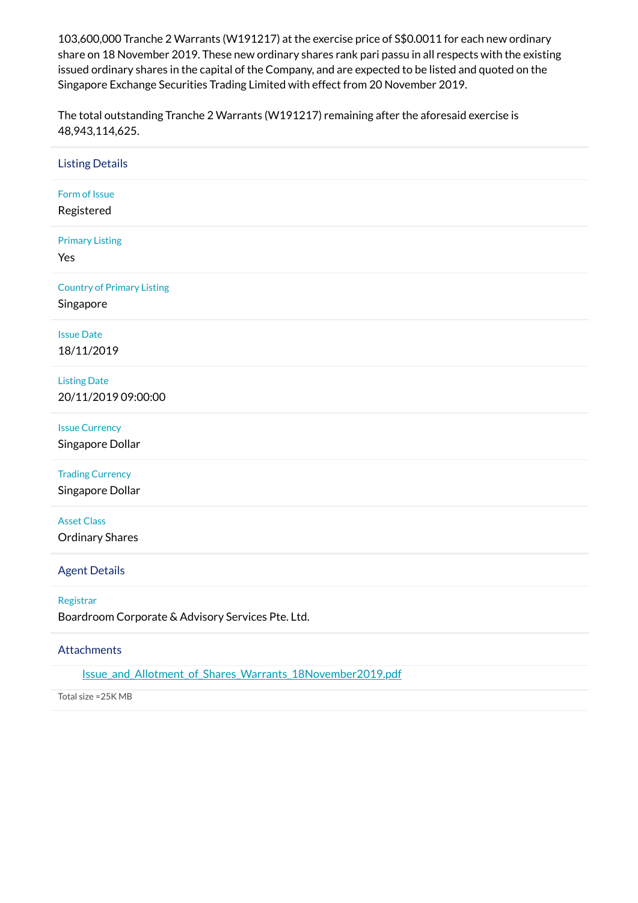103,600,000 Tranche 2 Warrants (W191217) at the exercise price of S$0.0011 for each new ordinary share on 18 November 2019. These new ordinary shares rank pari passu in all respects with the existing issued ordinary shares in the capital of the Company, and are expected to be listed and quoted on the Singapore Exchange Securities Trading Limited with effect from 20 November 2019.

The total outstanding Tranche 2 Warrants (W191217) remaining after the aforesaid exercise is 48,943,114,625.

## Listing Details

Form of Issue
Registered

Primary Listing
Yes

Country of Primary Listing
Singapore

Issue Date
18/11/2019

Listing Date
20/11/2019 09:00:00

Issue Currency
Singapore Dollar

Trading Currency
Singapore Dollar

Asset Class
Ordinary Shares

## Agent Details

Registrar
Boardroom Corporate & Advisory Services Pte. Ltd.

## Attachments

Issue_and_Allotment_of_Shares_Warrants_18November2019.pdf

Total size =25K MB